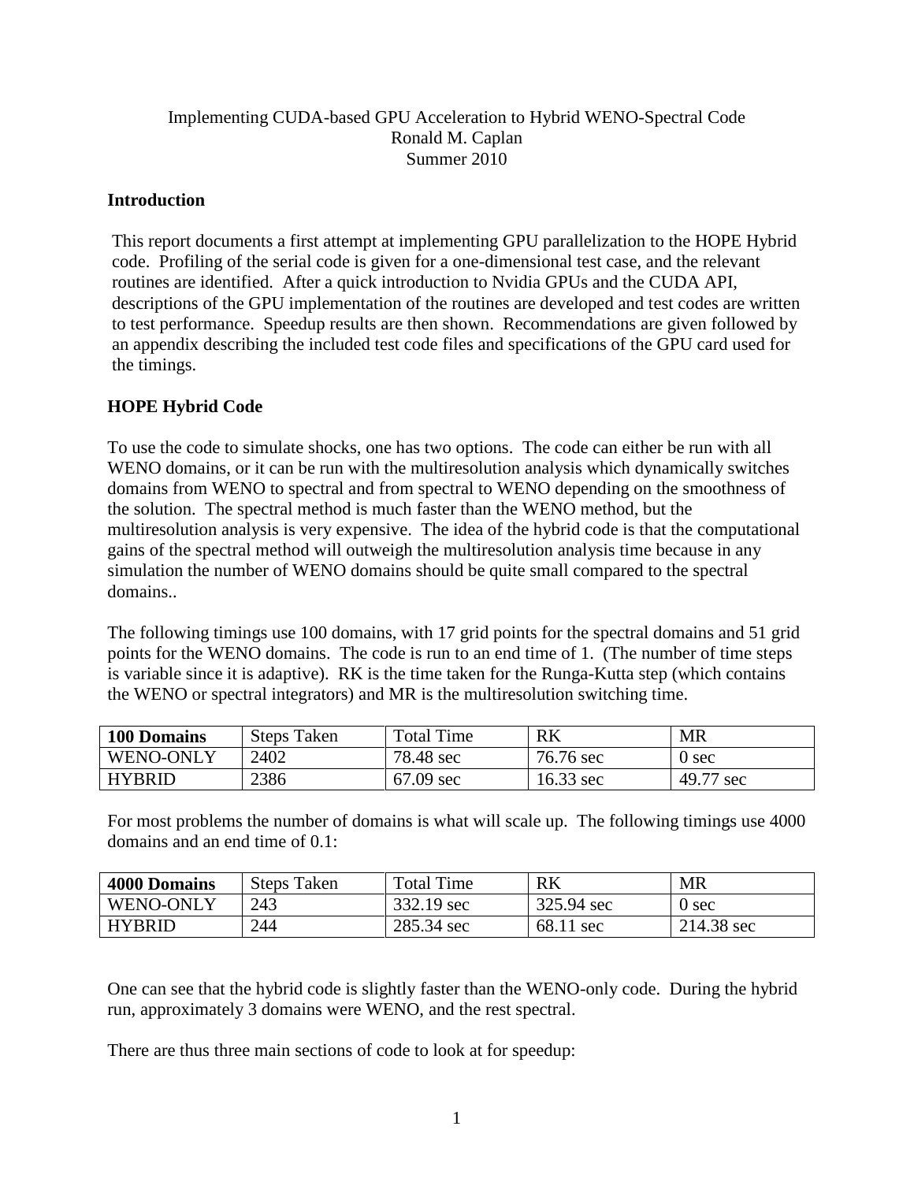Implementing CUDA-based GPU Acceleration to Hybrid WENO-Spectral Code
Ronald M. Caplan
Summer 2010

## Introduction

This report documents a first attempt at implementing GPU parallelization to the HOPE Hybrid code. Profiling of the serial code is given for a one-dimensional test case, and the relevant routines are identified. After a quick introduction to Nvidia GPUs and the CUDA API, descriptions of the GPU implementation of the routines are developed and test codes are written to test performance. Speedup results are then shown. Recommendations are given followed by an appendix describing the included test code files and specifications of the GPU card used for the timings.

## HOPE Hybrid Code

To use the code to simulate shocks, one has two options. The code can either be run with all WENO domains, or it can be run with the multiresolution analysis which dynamically switches domains from WENO to spectral and from spectral to WENO depending on the smoothness of the solution. The spectral method is much faster than the WENO method, but the multiresolution analysis is very expensive. The idea of the hybrid code is that the computational gains of the spectral method will outweigh the multiresolution analysis time because in any simulation the number of WENO domains should be quite small compared to the spectral domains..

The following timings use 100 domains, with 17 grid points for the spectral domains and 51 grid points for the WENO domains. The code is run to an end time of 1. (The number of time steps is variable since it is adaptive). RK is the time taken for the Runga-Kutta step (which contains the WENO or spectral integrators) and MR is the multiresolution switching time.

| **100 Domains** | Steps Taken | Total Time | RK | MR |
|---|---|---|---|---|
| WENO-ONLY | 2402 | 78.48 sec | 76.76 sec | 0 sec |
| HYBRID | 2386 | 67.09 sec | 16.33 sec | 49.77 sec |

For most problems the number of domains is what will scale up. The following timings use 4000 domains and an end time of 0.1:

| **4000 Domains** | Steps Taken | Total Time | RK | MR |
|---|---|---|---|---|
| WENO-ONLY | 243 | 332.19 sec | 325.94 sec | 0 sec |
| HYBRID | 244 | 285.34 sec | 68.11 sec | 214.38 sec |

One can see that the hybrid code is slightly faster than the WENO-only code. During the hybrid run, approximately 3 domains were WENO, and the rest spectral.

There are thus three main sections of code to look at for speedup: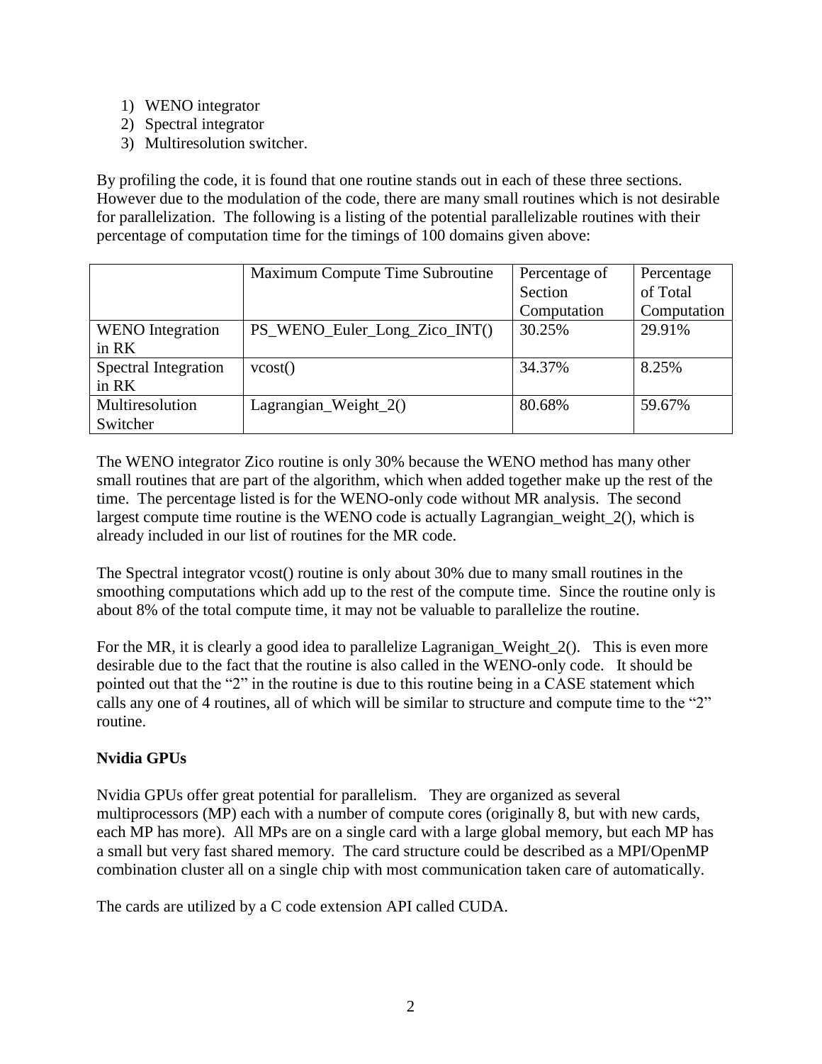1) WENO integrator
2) Spectral integrator
3) Multiresolution switcher.

By profiling the code, it is found that one routine stands out in each of these three sections. However due to the modulation of the code, there are many small routines which is not desirable for parallelization. The following is a listing of the potential parallelizable routines with their percentage of computation time for the timings of 100 domains given above:

| | Maximum Compute Time Subroutine | Percentage of Section Computation | Percentage of Total Computation |
|---|---|---|---|
| WENO Integration in RK | PS_WENO_Euler_Long_Zico_INT() | 30.25% | 29.91% |
| Spectral Integration in RK | vcost() | 34.37% | 8.25% |
| Multiresolution Switcher | Lagrangian_Weight_2() | 80.68% | 59.67% |

The WENO integrator Zico routine is only 30% because the WENO method has many other small routines that are part of the algorithm, which when added together make up the rest of the time. The percentage listed is for the WENO-only code without MR analysis. The second largest compute time routine is the WENO code is actually Lagrangian_weight_2(), which is already included in our list of routines for the MR code.

The Spectral integrator vcost() routine is only about 30% due to many small routines in the smoothing computations which add up to the rest of the compute time. Since the routine only is about 8% of the total compute time, it may not be valuable to parallelize the routine.

For the MR, it is clearly a good idea to parallelize Lagranigan_Weight_2(). This is even more desirable due to the fact that the routine is also called in the WENO-only code. It should be pointed out that the "2" in the routine is due to this routine being in a CASE statement which calls any one of 4 routines, all of which will be similar to structure and compute time to the "2" routine.

**Nvidia GPUs**

Nvidia GPUs offer great potential for parallelism. They are organized as several multiprocessors (MP) each with a number of compute cores (originally 8, but with new cards, each MP has more). All MPs are on a single card with a large global memory, but each MP has a small but very fast shared memory. The card structure could be described as a MPI/OpenMP combination cluster all on a single chip with most communication taken care of automatically.

The cards are utilized by a C code extension API called CUDA.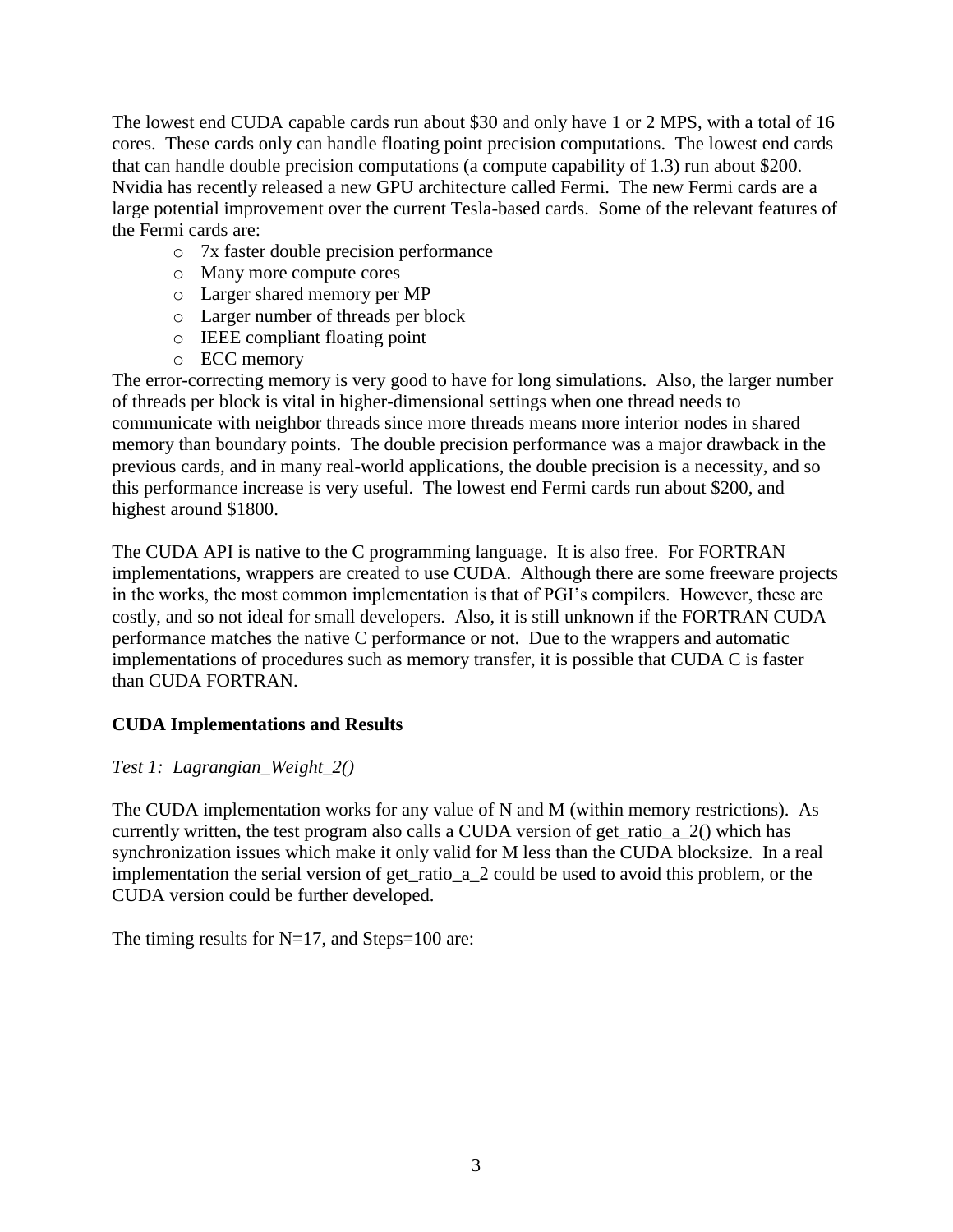The lowest end CUDA capable cards run about $30 and only have 1 or 2 MPS, with a total of 16 cores. These cards only can handle floating point precision computations. The lowest end cards that can handle double precision computations (a compute capability of 1.3) run about $200. Nvidia has recently released a new GPU architecture called Fermi. The new Fermi cards are a large potential improvement over the current Tesla-based cards. Some of the relevant features of the Fermi cards are:

- 7x faster double precision performance
- Many more compute cores
- Larger shared memory per MP
- Larger number of threads per block
- IEEE compliant floating point
- ECC memory

The error-correcting memory is very good to have for long simulations. Also, the larger number of threads per block is vital in higher-dimensional settings when one thread needs to communicate with neighbor threads since more threads means more interior nodes in shared memory than boundary points. The double precision performance was a major drawback in the previous cards, and in many real-world applications, the double precision is a necessity, and so this performance increase is very useful. The lowest end Fermi cards run about $200, and highest around $1800.

The CUDA API is native to the C programming language. It is also free. For FORTRAN implementations, wrappers are created to use CUDA. Although there are some freeware projects in the works, the most common implementation is that of PGI's compilers. However, these are costly, and so not ideal for small developers. Also, it is still unknown if the FORTRAN CUDA performance matches the native C performance or not. Due to the wrappers and automatic implementations of procedures such as memory transfer, it is possible that CUDA C is faster than CUDA FORTRAN.

**CUDA Implementations and Results**

*Test 1: Lagrangian_Weight_2()*

The CUDA implementation works for any value of N and M (within memory restrictions). As currently written, the test program also calls a CUDA version of get_ratio_a_2() which has synchronization issues which make it only valid for M less than the CUDA blocksize. In a real implementation the serial version of get_ratio_a_2 could be used to avoid this problem, or the CUDA version could be further developed.

The timing results for N=17, and Steps=100 are: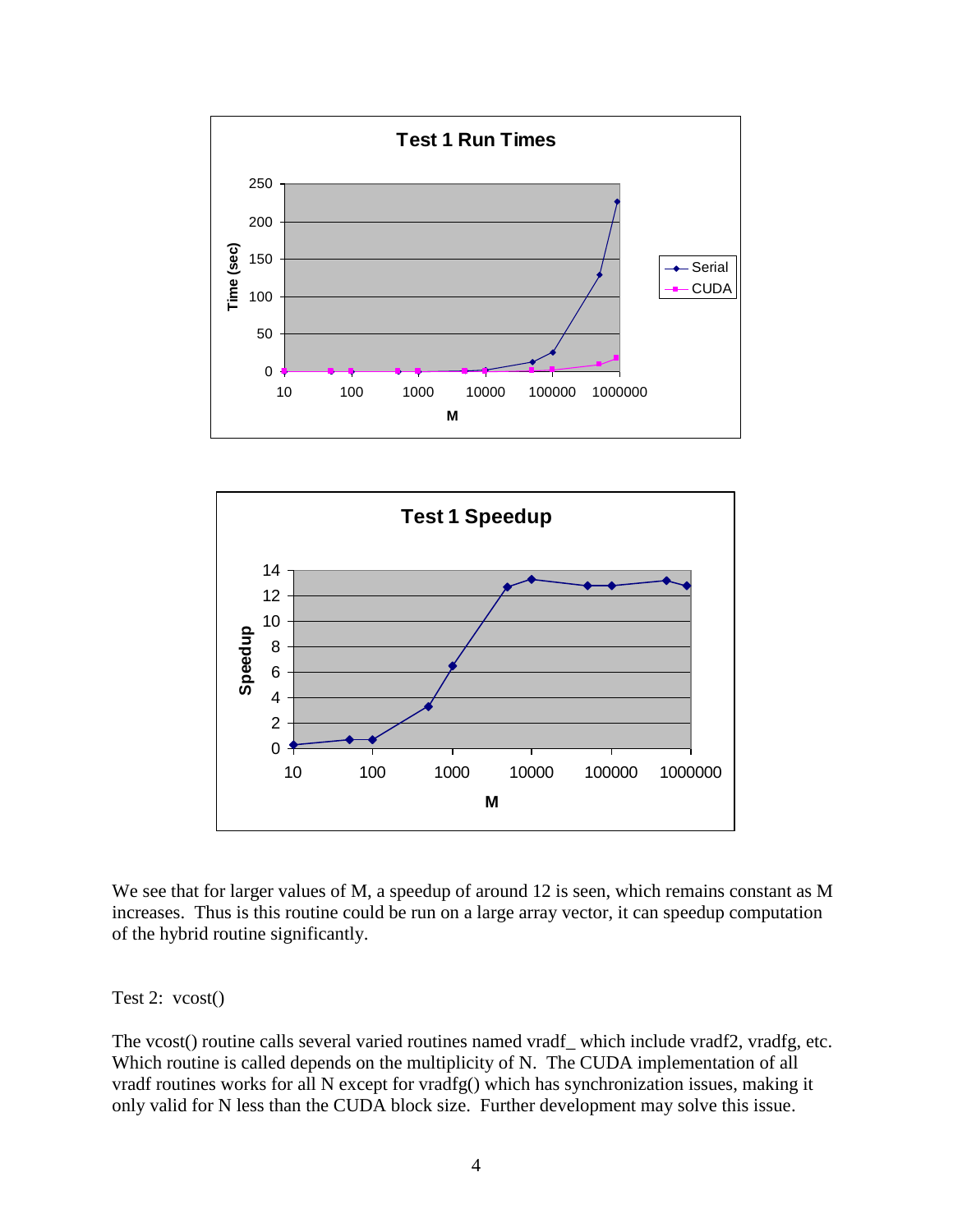We see that for larger values of M, a speedup of around 12 is seen, which remains constant as M increases. Thus is this routine could be run on a large array vector, it can speedup computation of the hybrid routine significantly.

Test 2: vcost()

The vcost() routine calls several varied routines named vradf_ which include vradf2, vradfg, etc. Which routine is called depends on the multiplicity of N. The CUDA implementation of all vradf routines works for all N except for vradfg() which has synchronization issues, making it only valid for N less than the CUDA block size. Further development may solve this issue.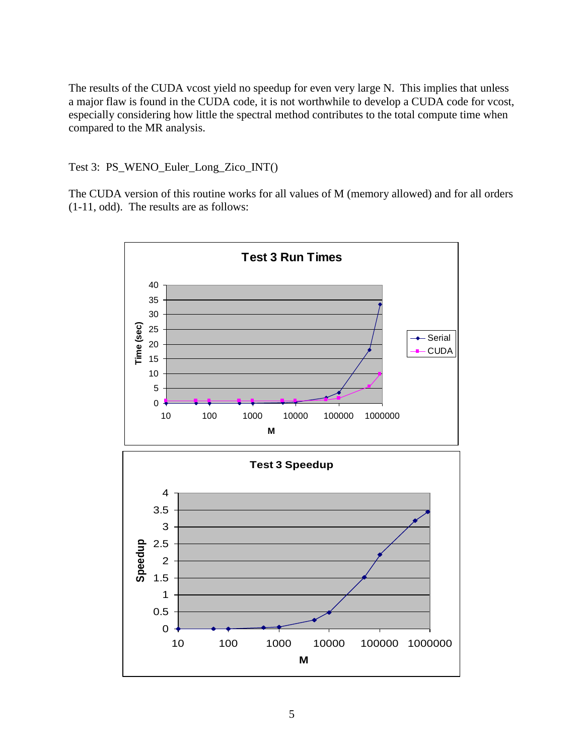The results of the CUDA vcost yield no speedup for even very large N. This implies that unless a major flaw is found in the CUDA code, it is not worthwhile to develop a CUDA code for vcost, especially considering how little the spectral method contributes to the total compute time when compared to the MR analysis.

Test 3: PS_WENO_Euler_Long_Zico_INT()

The CUDA version of this routine works for all values of M (memory allowed) and for all orders (1-11, odd). The results are as follows: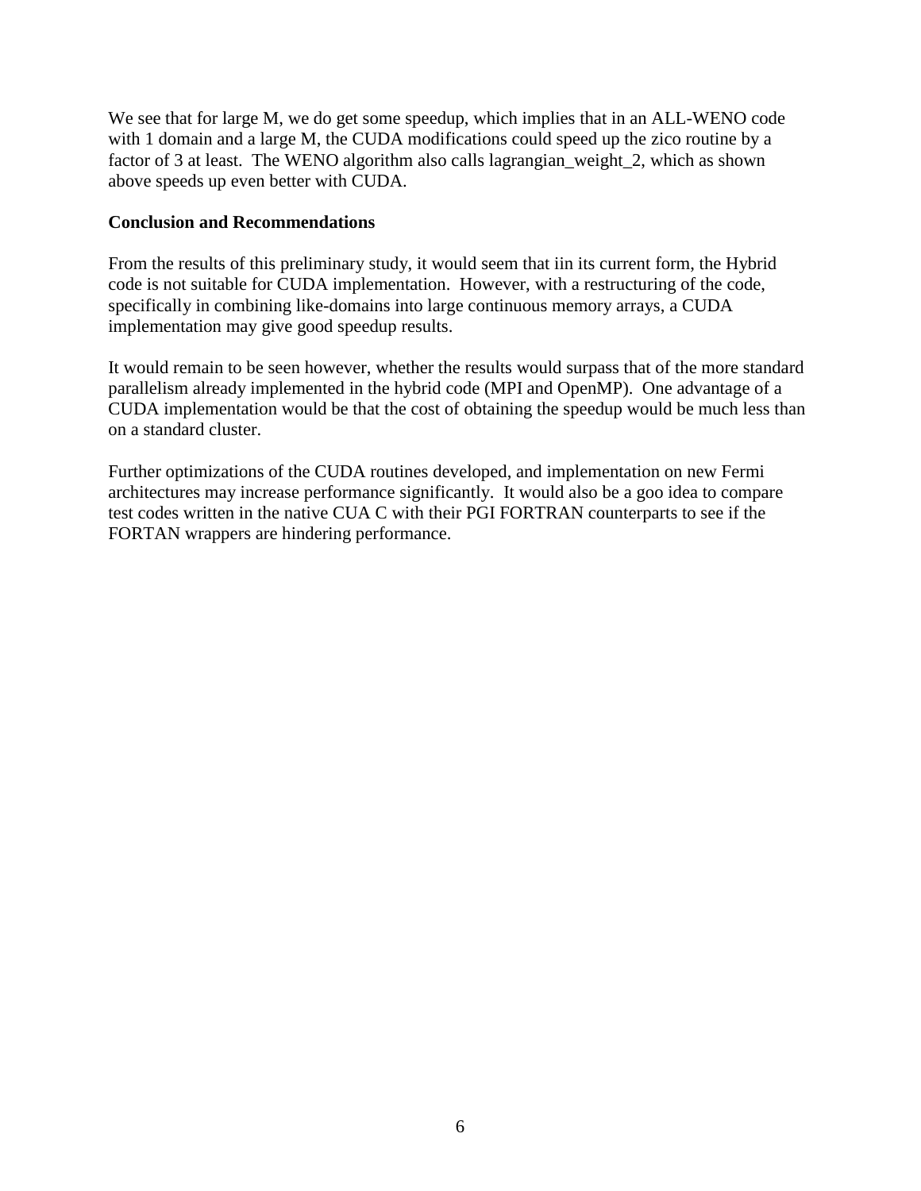We see that for large M, we do get some speedup, which implies that in an ALL-WENO code with 1 domain and a large M, the CUDA modifications could speed up the zico routine by a factor of 3 at least. The WENO algorithm also calls lagrangian_weight_2, which as shown above speeds up even better with CUDA.

**Conclusion and Recommendations**

From the results of this preliminary study, it would seem that iin its current form, the Hybrid code is not suitable for CUDA implementation. However, with a restructuring of the code, specifically in combining like-domains into large continuous memory arrays, a CUDA implementation may give good speedup results.

It would remain to be seen however, whether the results would surpass that of the more standard parallelism already implemented in the hybrid code (MPI and OpenMP). One advantage of a CUDA implementation would be that the cost of obtaining the speedup would be much less than on a standard cluster.

Further optimizations of the CUDA routines developed, and implementation on new Fermi architectures may increase performance significantly. It would also be a goo idea to compare test codes written in the native CUA C with their PGI FORTRAN counterparts to see if the FORTAN wrappers are hindering performance.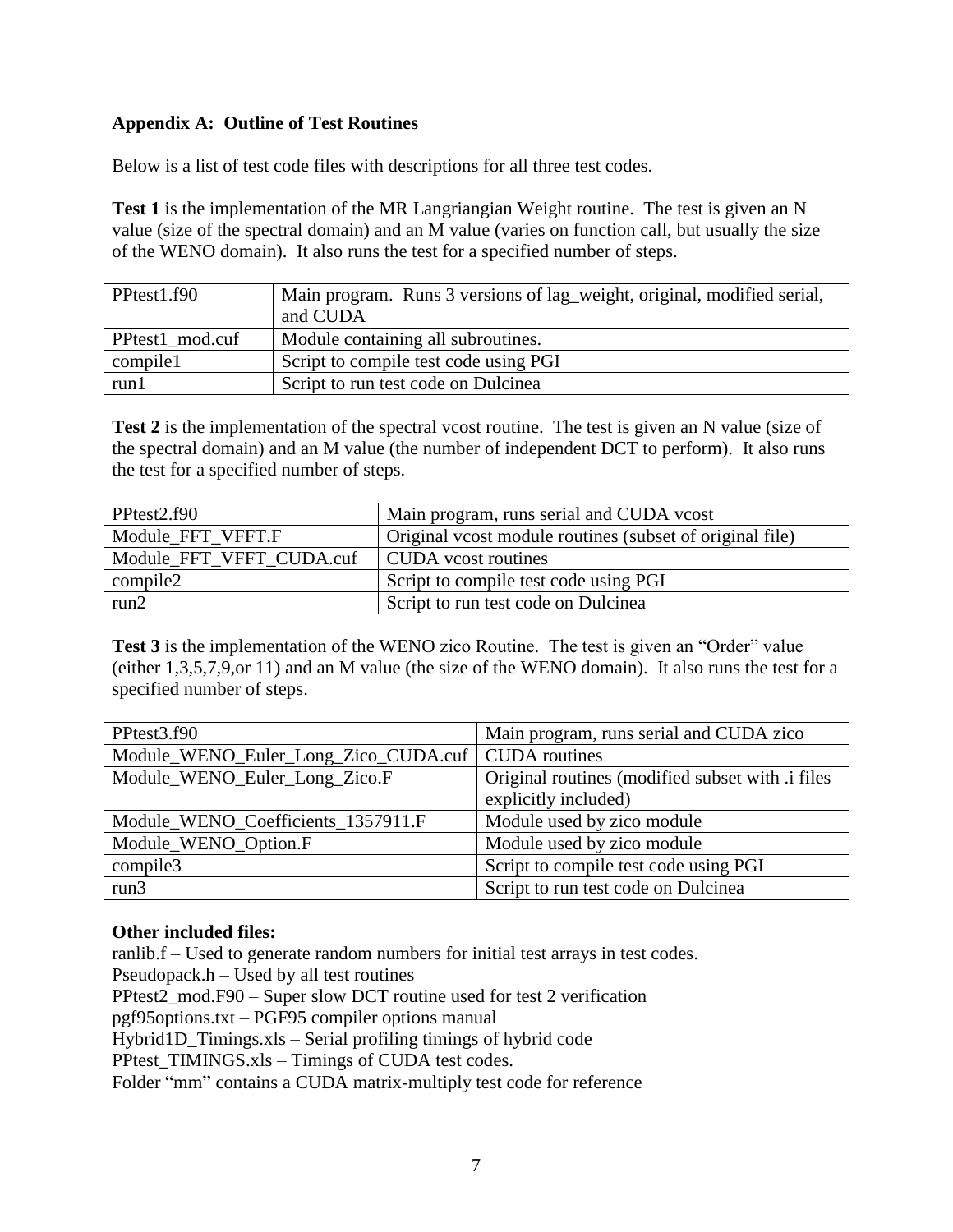**Appendix A: Outline of Test Routines**

Below is a list of test code files with descriptions for all three test codes.

**Test 1** is the implementation of the MR Langriangian Weight routine. The test is given an N value (size of the spectral domain) and an M value (varies on function call, but usually the size of the WENO domain). It also runs the test for a specified number of steps.

| | |
|---|---|
| PPtest1.f90 | Main program. Runs 3 versions of lag_weight, original, modified serial, and CUDA |
| PPtest1_mod.cuf | Module containing all subroutines. |
| compile1 | Script to compile test code using PGI |
| run1 | Script to run test code on Dulcinea |

**Test 2** is the implementation of the spectral vcost routine. The test is given an N value (size of the spectral domain) and an M value (the number of independent DCT to perform). It also runs the test for a specified number of steps.

| | |
|---|---|
| PPtest2.f90 | Main program, runs serial and CUDA vcost |
| Module_FFT_VFFT.F | Original vcost module routines (subset of original file) |
| Module_FFT_VFFT_CUDA.cuf | CUDA vcost routines |
| compile2 | Script to compile test code using PGI |
| run2 | Script to run test code on Dulcinea |

**Test 3** is the implementation of the WENO zico Routine. The test is given an "Order" value (either 1,3,5,7,9,or 11) and an M value (the size of the WENO domain). It also runs the test for a specified number of steps.

| | |
|---|---|
| PPtest3.f90 | Main program, runs serial and CUDA zico |
| Module_WENO_Euler_Long_Zico_CUDA.cuf | CUDA routines |
| Module_WENO_Euler_Long_Zico.F | Original routines (modified subset with .i files explicitly included) |
| Module_WENO_Coefficients_1357911.F | Module used by zico module |
| Module_WENO_Option.F | Module used by zico module |
| compile3 | Script to compile test code using PGI |
| run3 | Script to run test code on Dulcinea |

**Other included files:**

ranlib.f – Used to generate random numbers for initial test arrays in test codes.
Pseudopack.h – Used by all test routines
PPtest2_mod.F90 – Super slow DCT routine used for test 2 verification
pgf95options.txt – PGF95 compiler options manual
Hybrid1D_Timings.xls – Serial profiling timings of hybrid code
PPtest_TIMINGS.xls – Timings of CUDA test codes.
Folder "mm" contains a CUDA matrix-multiply test code for reference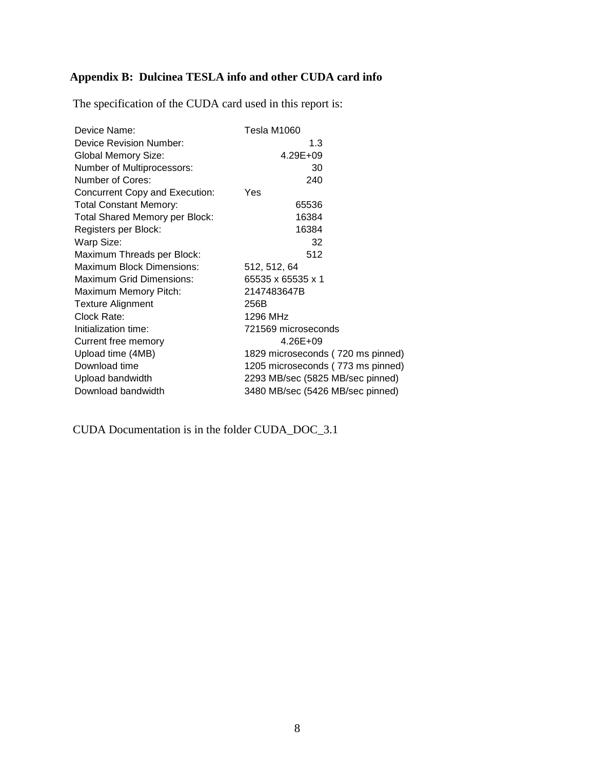## Appendix B: Dulcinea TESLA info and other CUDA card info

The specification of the CUDA card used in this report is:

| | |
|---|---|
| Device Name: | Tesla M1060 |
| Device Revision Number: | 1.3 |
| Global Memory Size: | 4.29E+09 |
| Number of Multiprocessors: | 30 |
| Number of Cores: | 240 |
| Concurrent Copy and Execution: | Yes |
| Total Constant Memory: | 65536 |
| Total Shared Memory per Block: | 16384 |
| Registers per Block: | 16384 |
| Warp Size: | 32 |
| Maximum Threads per Block: | 512 |
| Maximum Block Dimensions: | 512, 512, 64 |
| Maximum Grid Dimensions: | 65535 x 65535 x 1 |
| Maximum Memory Pitch: | 2147483647B |
| Texture Alignment | 256B |
| Clock Rate: | 1296 MHz |
| Initialization time: | 721569 microseconds |
| Current free memory | 4.26E+09 |
| Upload time (4MB) | 1829 microseconds ( 720 ms pinned) |
| Download time | 1205 microseconds ( 773 ms pinned) |
| Upload bandwidth | 2293 MB/sec (5825 MB/sec pinned) |
| Download bandwidth | 3480 MB/sec (5426 MB/sec pinned) |

CUDA Documentation is in the folder CUDA_DOC_3.1